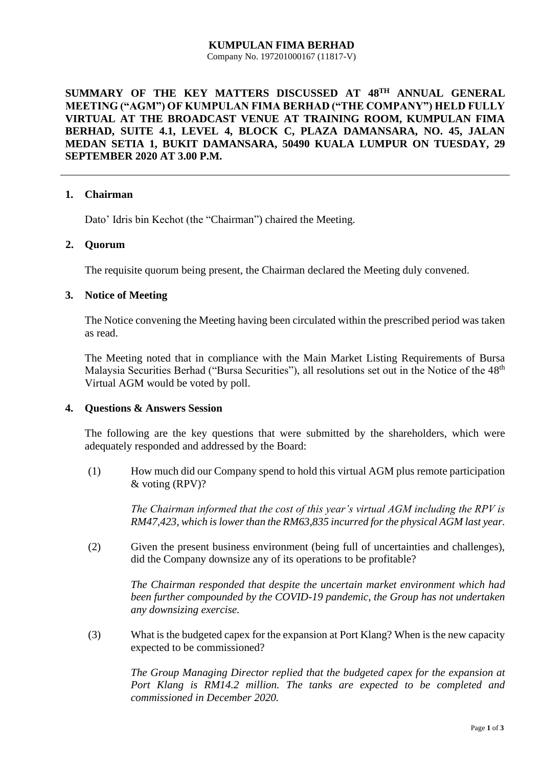**KUMPULAN FIMA BERHAD**
Company No. 197201000167 (11817-V)

**SUMMARY OF THE KEY MATTERS DISCUSSED AT 48TH ANNUAL GENERAL MEETING ("AGM") OF KUMPULAN FIMA BERHAD ("THE COMPANY") HELD FULLY VIRTUAL AT THE BROADCAST VENUE AT TRAINING ROOM, KUMPULAN FIMA BERHAD, SUITE 4.1, LEVEL 4, BLOCK C, PLAZA DAMANSARA, NO. 45, JALAN MEDAN SETIA 1, BUKIT DAMANSARA, 50490 KUALA LUMPUR ON TUESDAY, 29 SEPTEMBER 2020 AT 3.00 P.M.**

---

## 1. Chairman

Dato' Idris bin Kechot (the "Chairman") chaired the Meeting.

## 2. Quorum

The requisite quorum being present, the Chairman declared the Meeting duly convened.

## 3. Notice of Meeting

The Notice convening the Meeting having been circulated within the prescribed period was taken as read.

The Meeting noted that in compliance with the Main Market Listing Requirements of Bursa Malaysia Securities Berhad ("Bursa Securities"), all resolutions set out in the Notice of the 48th Virtual AGM would be voted by poll.

## 4. Questions & Answers Session

The following are the key questions that were submitted by the shareholders, which were adequately responded and addressed by the Board:

(1) How much did our Company spend to hold this virtual AGM plus remote participation & voting (RPV)?

*The Chairman informed that the cost of this year's virtual AGM including the RPV is RM47,423, which is lower than the RM63,835 incurred for the physical AGM last year.*

(2) Given the present business environment (being full of uncertainties and challenges), did the Company downsize any of its operations to be profitable?

*The Chairman responded that despite the uncertain market environment which had been further compounded by the COVID-19 pandemic, the Group has not undertaken any downsizing exercise.*

(3) What is the budgeted capex for the expansion at Port Klang? When is the new capacity expected to be commissioned?

*The Group Managing Director replied that the budgeted capex for the expansion at Port Klang is RM14.2 million. The tanks are expected to be completed and commissioned in December 2020.*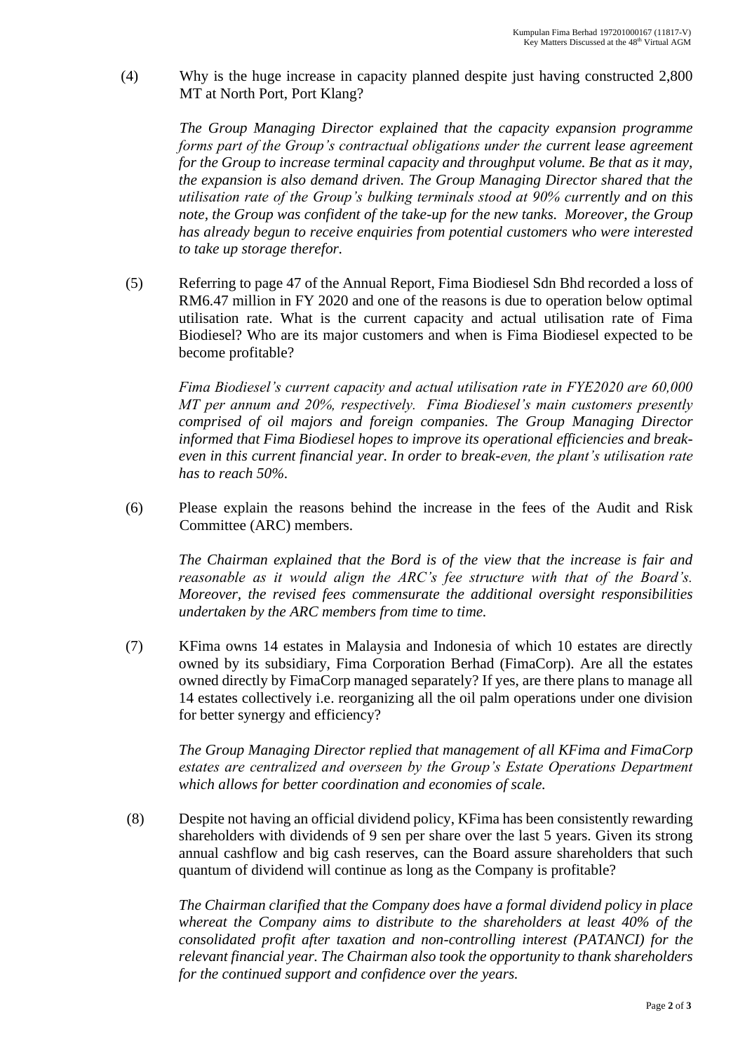(4) Why is the huge increase in capacity planned despite just having constructed 2,800 MT at North Port, Port Klang?

*The Group Managing Director explained that the capacity expansion programme forms part of the Group's contractual obligations under the current lease agreement for the Group to increase terminal capacity and throughput volume. Be that as it may, the expansion is also demand driven. The Group Managing Director shared that the utilisation rate of the Group's bulking terminals stood at 90% currently and on this note, the Group was confident of the take-up for the new tanks. Moreover, the Group has already begun to receive enquiries from potential customers who were interested to take up storage therefor.*

(5) Referring to page 47 of the Annual Report, Fima Biodiesel Sdn Bhd recorded a loss of RM6.47 million in FY 2020 and one of the reasons is due to operation below optimal utilisation rate. What is the current capacity and actual utilisation rate of Fima Biodiesel? Who are its major customers and when is Fima Biodiesel expected to be become profitable?

*Fima Biodiesel's current capacity and actual utilisation rate in FYE2020 are 60,000 MT per annum and 20%, respectively. Fima Biodiesel's main customers presently comprised of oil majors and foreign companies. The Group Managing Director informed that Fima Biodiesel hopes to improve its operational efficiencies and break-even in this current financial year. In order to break-even, the plant's utilisation rate has to reach 50%.*

(6) Please explain the reasons behind the increase in the fees of the Audit and Risk Committee (ARC) members.

*The Chairman explained that the Bord is of the view that the increase is fair and reasonable as it would align the ARC's fee structure with that of the Board's. Moreover, the revised fees commensurate the additional oversight responsibilities undertaken by the ARC members from time to time.*

(7) KFima owns 14 estates in Malaysia and Indonesia of which 10 estates are directly owned by its subsidiary, Fima Corporation Berhad (FimaCorp). Are all the estates owned directly by FimaCorp managed separately? If yes, are there plans to manage all 14 estates collectively i.e. reorganizing all the oil palm operations under one division for better synergy and efficiency?

*The Group Managing Director replied that management of all KFima and FimaCorp estates are centralized and overseen by the Group's Estate Operations Department which allows for better coordination and economies of scale.*

(8) Despite not having an official dividend policy, KFima has been consistently rewarding shareholders with dividends of 9 sen per share over the last 5 years. Given its strong annual cashflow and big cash reserves, can the Board assure shareholders that such quantum of dividend will continue as long as the Company is profitable?

*The Chairman clarified that the Company does have a formal dividend policy in place whereat the Company aims to distribute to the shareholders at least 40% of the consolidated profit after taxation and non-controlling interest (PATANCI) for the relevant financial year. The Chairman also took the opportunity to thank shareholders for the continued support and confidence over the years.*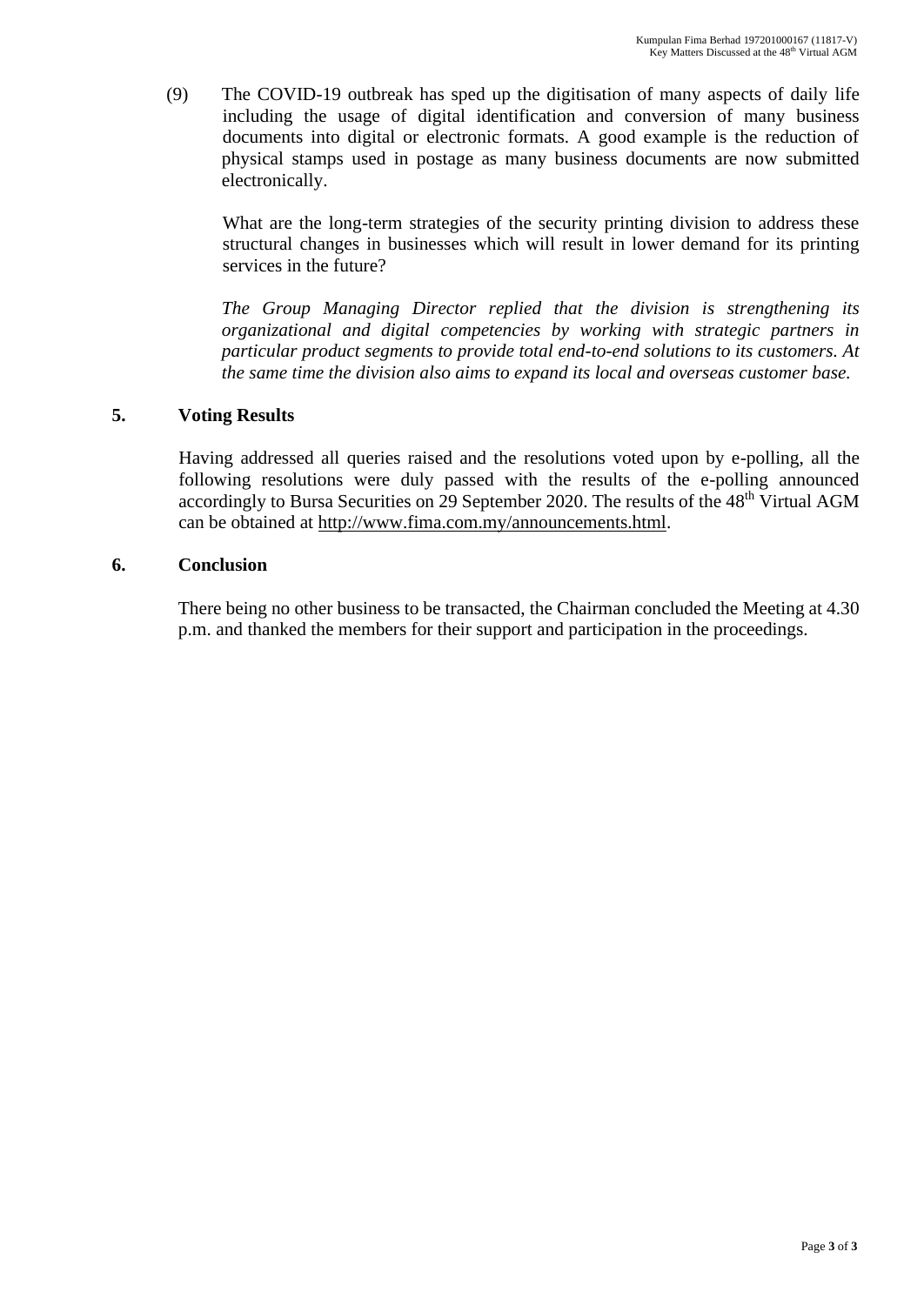(9) The COVID-19 outbreak has sped up the digitisation of many aspects of daily life including the usage of digital identification and conversion of many business documents into digital or electronic formats. A good example is the reduction of physical stamps used in postage as many business documents are now submitted electronically.

What are the long-term strategies of the security printing division to address these structural changes in businesses which will result in lower demand for its printing services in the future?

*The Group Managing Director replied that the division is strengthening its organizational and digital competencies by working with strategic partners in particular product segments to provide total end-to-end solutions to its customers. At the same time the division also aims to expand its local and overseas customer base.*

## 5. Voting Results

Having addressed all queries raised and the resolutions voted upon by e-polling, all the following resolutions were duly passed with the results of the e-polling announced accordingly to Bursa Securities on 29 September 2020. The results of the 48th Virtual AGM can be obtained at http://www.fima.com.my/announcements.html.

## 6. Conclusion

There being no other business to be transacted, the Chairman concluded the Meeting at 4.30 p.m. and thanked the members for their support and participation in the proceedings.